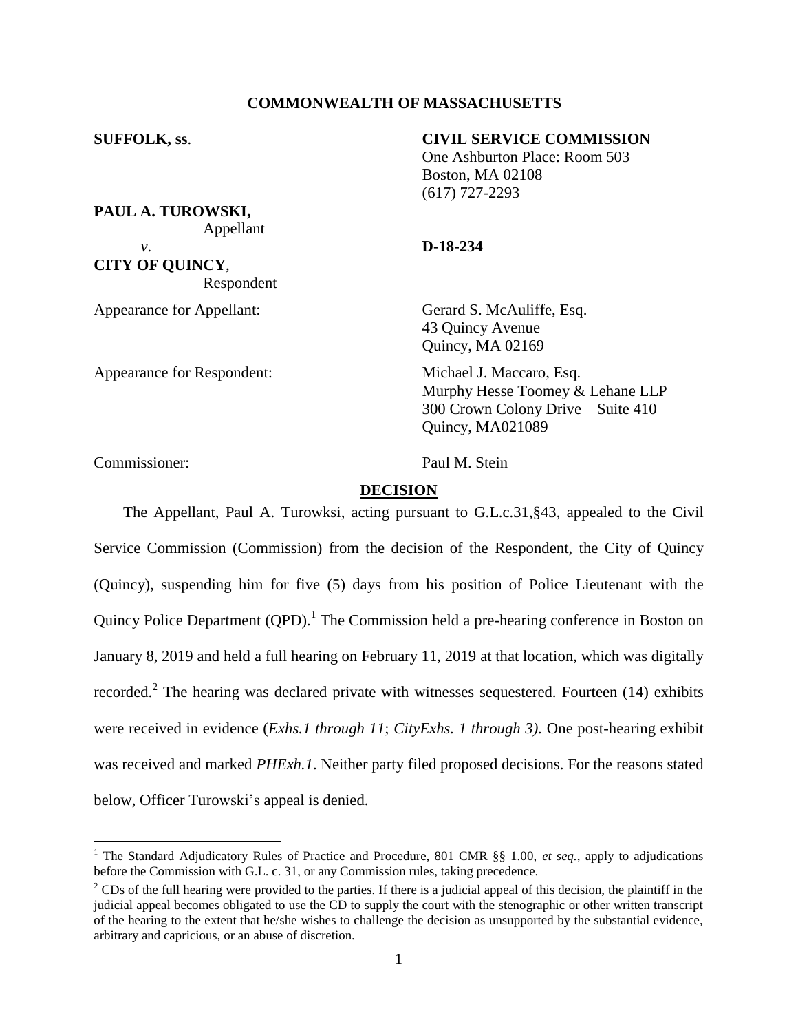**COMMONWEALTH OF MASSACHUSETTS**

**SUFFOLK, ss.**

**CIVIL SERVICE COMMISSION**
One Ashburton Place: Room 503
Boston, MA 02108
(617) 727-2293

**PAUL A. TUROWSKI,**
Appellant

*v.*

**D-18-234**

**CITY OF QUINCY**,
Respondent

Appearance for Appellant:

Gerard S. McAuliffe, Esq.
43 Quincy Avenue
Quincy, MA 02169

Appearance for Respondent:

Michael J. Maccaro, Esq.
Murphy Hesse Toomey & Lehane LLP
300 Crown Colony Drive – Suite 410
Quincy, MA021089

Commissioner:

Paul M. Stein

## DECISION

The Appellant, Paul A. Turowksi, acting pursuant to G.L.c.31,§43, appealed to the Civil Service Commission (Commission) from the decision of the Respondent, the City of Quincy (Quincy), suspending him for five (5) days from his position of Police Lieutenant with the Quincy Police Department (QPD).[1] The Commission held a pre-hearing conference in Boston on January 8, 2019 and held a full hearing on February 11, 2019 at that location, which was digitally recorded.[2] The hearing was declared private with witnesses sequestered. Fourteen (14) exhibits were received in evidence (*Exhs.1 through 11*; *CityExhs. 1 through 3)*. One post-hearing exhibit was received and marked *PHExh.1*. Neither party filed proposed decisions. For the reasons stated below, Officer Turowski's appeal is denied.

---

[1] The Standard Adjudicatory Rules of Practice and Procedure, 801 CMR §§ 1.00, *et seq.*, apply to adjudications before the Commission with G.L. c. 31, or any Commission rules, taking precedence.

[2] CDs of the full hearing were provided to the parties. If there is a judicial appeal of this decision, the plaintiff in the judicial appeal becomes obligated to use the CD to supply the court with the stenographic or other written transcript of the hearing to the extent that he/she wishes to challenge the decision as unsupported by the substantial evidence, arbitrary and capricious, or an abuse of discretion.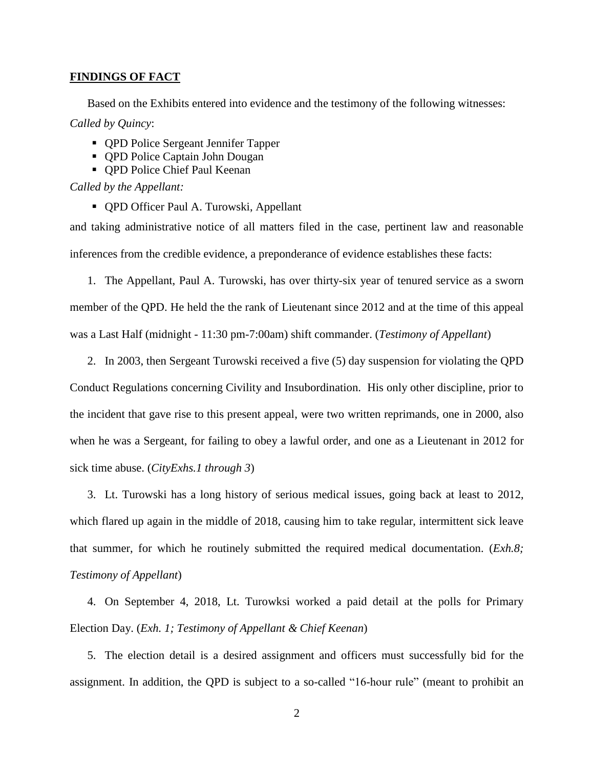## FINDINGS OF FACT

Based on the Exhibits entered into evidence and the testimony of the following witnesses:

*Called by Quincy*:

- QPD Police Sergeant Jennifer Tapper
- QPD Police Captain John Dougan
- QPD Police Chief Paul Keenan

*Called by the Appellant:*

- QPD Officer Paul A. Turowski, Appellant

and taking administrative notice of all matters filed in the case, pertinent law and reasonable inferences from the credible evidence, a preponderance of evidence establishes these facts:

1. The Appellant, Paul A. Turowski, has over thirty-six year of tenured service as a sworn member of the QPD. He held the the rank of Lieutenant since 2012 and at the time of this appeal was a Last Half (midnight - 11:30 pm-7:00am) shift commander. (*Testimony of Appellant*)

2. In 2003, then Sergeant Turowski received a five (5) day suspension for violating the QPD Conduct Regulations concerning Civility and Insubordination. His only other discipline, prior to the incident that gave rise to this present appeal, were two written reprimands, one in 2000, also when he was a Sergeant, for failing to obey a lawful order, and one as a Lieutenant in 2012 for sick time abuse. (*CityExhs.1 through 3*)

3. Lt. Turowski has a long history of serious medical issues, going back at least to 2012, which flared up again in the middle of 2018, causing him to take regular, intermittent sick leave that summer, for which he routinely submitted the required medical documentation. (*Exh.8; Testimony of Appellant*)

4. On September 4, 2018, Lt. Turowksi worked a paid detail at the polls for Primary Election Day. (*Exh. 1; Testimony of Appellant & Chief Keenan*)

5. The election detail is a desired assignment and officers must successfully bid for the assignment. In addition, the QPD is subject to a so-called "16-hour rule" (meant to prohibit an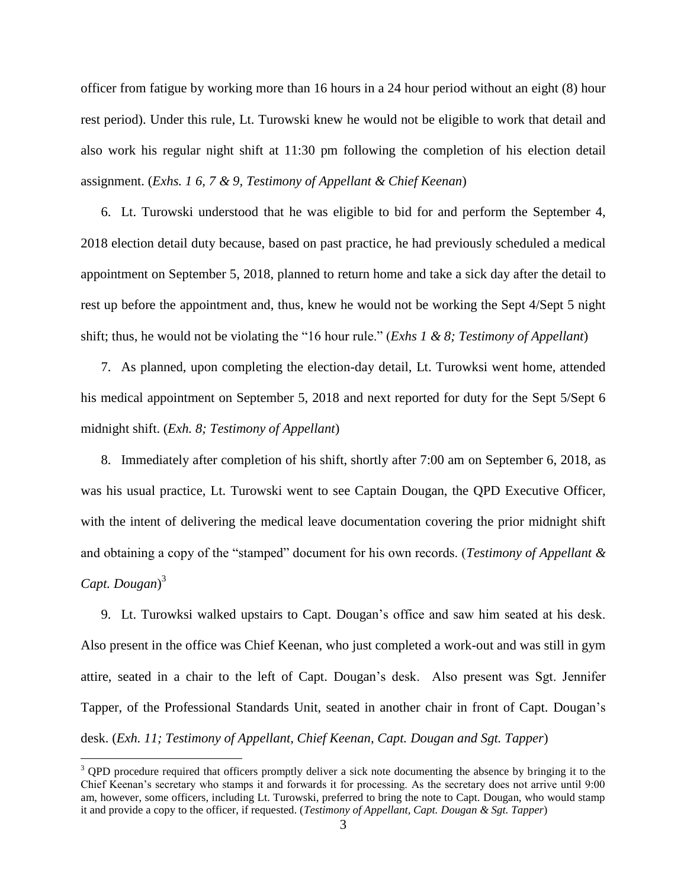officer from fatigue by working more than 16 hours in a 24 hour period without an eight (8) hour rest period). Under this rule, Lt. Turowski knew he would not be eligible to work that detail and also work his regular night shift at 11:30 pm following the completion of his election detail assignment. (*Exhs. 1 6, 7 & 9, Testimony of Appellant & Chief Keenan*)

6. Lt. Turowski understood that he was eligible to bid for and perform the September 4, 2018 election detail duty because, based on past practice, he had previously scheduled a medical appointment on September 5, 2018, planned to return home and take a sick day after the detail to rest up before the appointment and, thus, knew he would not be working the Sept 4/Sept 5 night shift; thus, he would not be violating the "16 hour rule." (*Exhs 1 & 8; Testimony of Appellant*)

7. As planned, upon completing the election-day detail, Lt. Turowksi went home, attended his medical appointment on September 5, 2018 and next reported for duty for the Sept 5/Sept 6 midnight shift. (*Exh. 8; Testimony of Appellant*)

8. Immediately after completion of his shift, shortly after 7:00 am on September 6, 2018, as was his usual practice, Lt. Turowski went to see Captain Dougan, the QPD Executive Officer, with the intent of delivering the medical leave documentation covering the prior midnight shift and obtaining a copy of the "stamped" document for his own records. (*Testimony of Appellant & Capt. Dougan*)[3]

9. Lt. Turowksi walked upstairs to Capt. Dougan's office and saw him seated at his desk. Also present in the office was Chief Keenan, who just completed a work-out and was still in gym attire, seated in a chair to the left of Capt. Dougan's desk. Also present was Sgt. Jennifer Tapper, of the Professional Standards Unit, seated in another chair in front of Capt. Dougan's desk. (*Exh. 11; Testimony of Appellant, Chief Keenan, Capt. Dougan and Sgt. Tapper*)

[3] QPD procedure required that officers promptly deliver a sick note documenting the absence by bringing it to the Chief Keenan's secretary who stamps it and forwards it for processing. As the secretary does not arrive until 9:00 am, however, some officers, including Lt. Turowski, preferred to bring the note to Capt. Dougan, who would stamp it and provide a copy to the officer, if requested. (*Testimony of Appellant, Capt. Dougan & Sgt. Tapper*)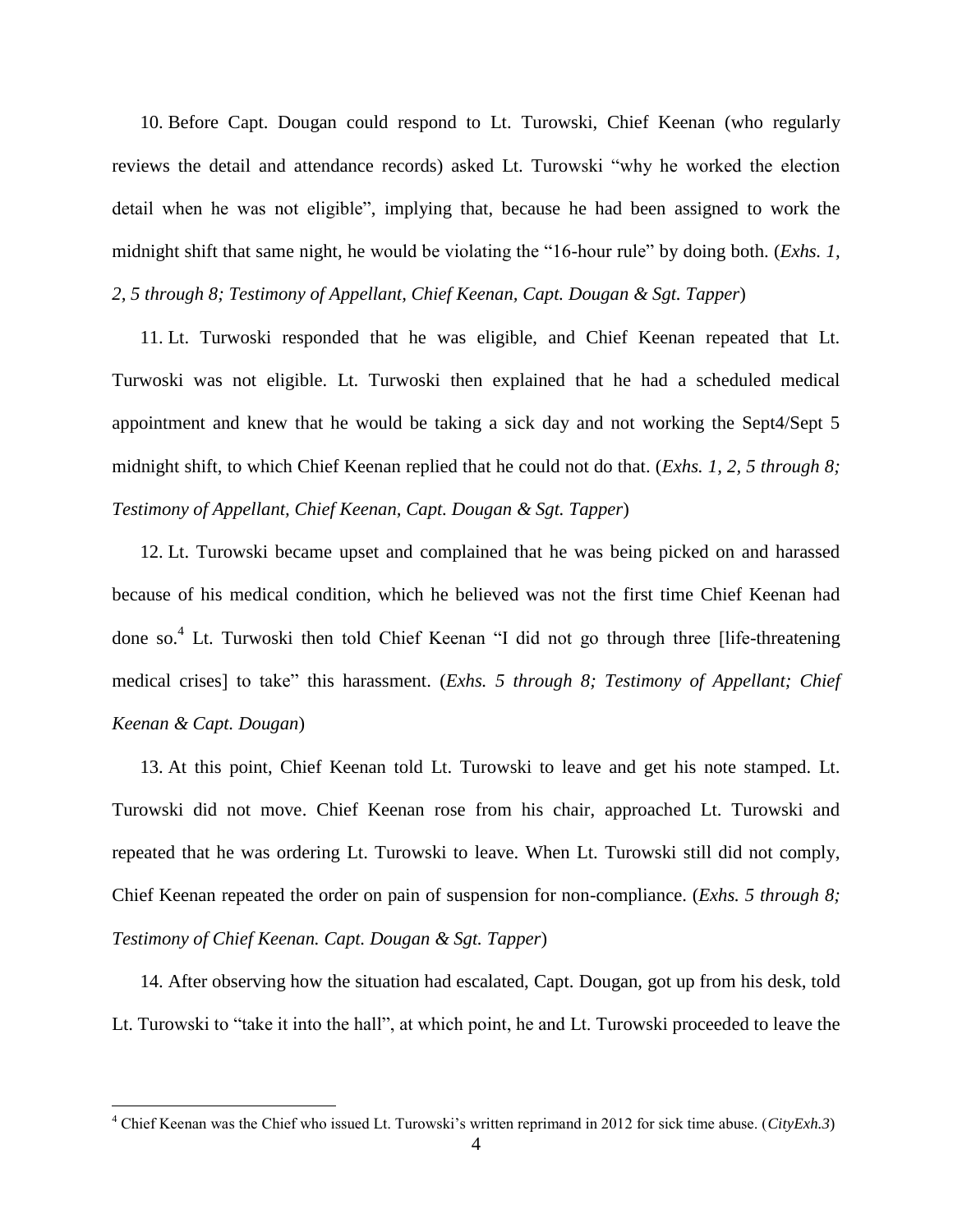10. Before Capt. Dougan could respond to Lt. Turowski, Chief Keenan (who regularly reviews the detail and attendance records) asked Lt. Turowski "why he worked the election detail when he was not eligible", implying that, because he had been assigned to work the midnight shift that same night, he would be violating the "16-hour rule" by doing both. (*Exhs. 1, 2, 5 through 8; Testimony of Appellant, Chief Keenan, Capt. Dougan & Sgt. Tapper*)

11. Lt. Turwoski responded that he was eligible, and Chief Keenan repeated that Lt. Turwoski was not eligible. Lt. Turwoski then explained that he had a scheduled medical appointment and knew that he would be taking a sick day and not working the Sept4/Sept 5 midnight shift, to which Chief Keenan replied that he could not do that. (*Exhs. 1, 2, 5 through 8; Testimony of Appellant, Chief Keenan, Capt. Dougan & Sgt. Tapper*)

12. Lt. Turowski became upset and complained that he was being picked on and harassed because of his medical condition, which he believed was not the first time Chief Keenan had done so.[4] Lt. Turwoski then told Chief Keenan "I did not go through three [life-threatening medical crises] to take" this harassment. (*Exhs. 5 through 8; Testimony of Appellant; Chief Keenan & Capt. Dougan*)

13. At this point, Chief Keenan told Lt. Turowski to leave and get his note stamped. Lt. Turowski did not move. Chief Keenan rose from his chair, approached Lt. Turowski and repeated that he was ordering Lt. Turowski to leave. When Lt. Turowski still did not comply, Chief Keenan repeated the order on pain of suspension for non-compliance. (*Exhs. 5 through 8; Testimony of Chief Keenan. Capt. Dougan & Sgt. Tapper*)

14. After observing how the situation had escalated, Capt. Dougan, got up from his desk, told Lt. Turowski to "take it into the hall", at which point, he and Lt. Turowski proceeded to leave the

[4] Chief Keenan was the Chief who issued Lt. Turowski's written reprimand in 2012 for sick time abuse. (*CityExh.3*)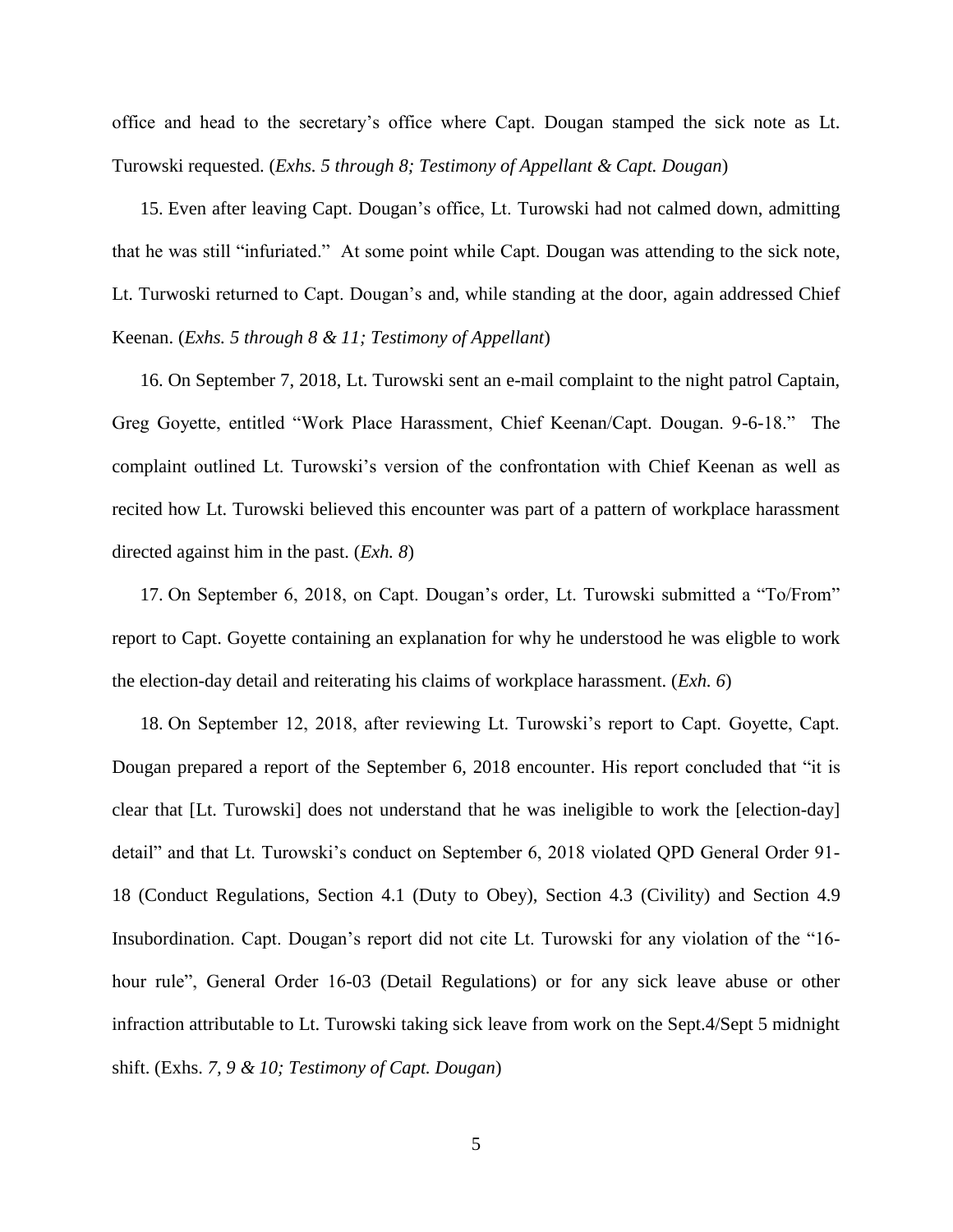office and head to the secretary's office where Capt. Dougan stamped the sick note as Lt. Turowski requested. (*Exhs. 5 through 8; Testimony of Appellant & Capt. Dougan*)

15. Even after leaving Capt. Dougan's office, Lt. Turowski had not calmed down, admitting that he was still "infuriated." At some point while Capt. Dougan was attending to the sick note, Lt. Turwoski returned to Capt. Dougan's and, while standing at the door, again addressed Chief Keenan. (*Exhs. 5 through 8 & 11; Testimony of Appellant*)

16. On September 7, 2018, Lt. Turowski sent an e-mail complaint to the night patrol Captain, Greg Goyette, entitled "Work Place Harassment, Chief Keenan/Capt. Dougan. 9-6-18." The complaint outlined Lt. Turowski's version of the confrontation with Chief Keenan as well as recited how Lt. Turowski believed this encounter was part of a pattern of workplace harassment directed against him in the past. (*Exh. 8*)

17. On September 6, 2018, on Capt. Dougan's order, Lt. Turowski submitted a "To/From" report to Capt. Goyette containing an explanation for why he understood he was eligble to work the election-day detail and reiterating his claims of workplace harassment. (*Exh. 6*)

18. On September 12, 2018, after reviewing Lt. Turowski's report to Capt. Goyette, Capt. Dougan prepared a report of the September 6, 2018 encounter. His report concluded that "it is clear that [Lt. Turowski] does not understand that he was ineligible to work the [election-day] detail" and that Lt. Turowski's conduct on September 6, 2018 violated QPD General Order 91-18 (Conduct Regulations, Section 4.1 (Duty to Obey), Section 4.3 (Civility) and Section 4.9 Insubordination. Capt. Dougan's report did not cite Lt. Turowski for any violation of the "16-hour rule", General Order 16-03 (Detail Regulations) or for any sick leave abuse or other infraction attributable to Lt. Turowski taking sick leave from work on the Sept.4/Sept 5 midnight shift. (Exhs. *7, 9 & 10; Testimony of Capt. Dougan*)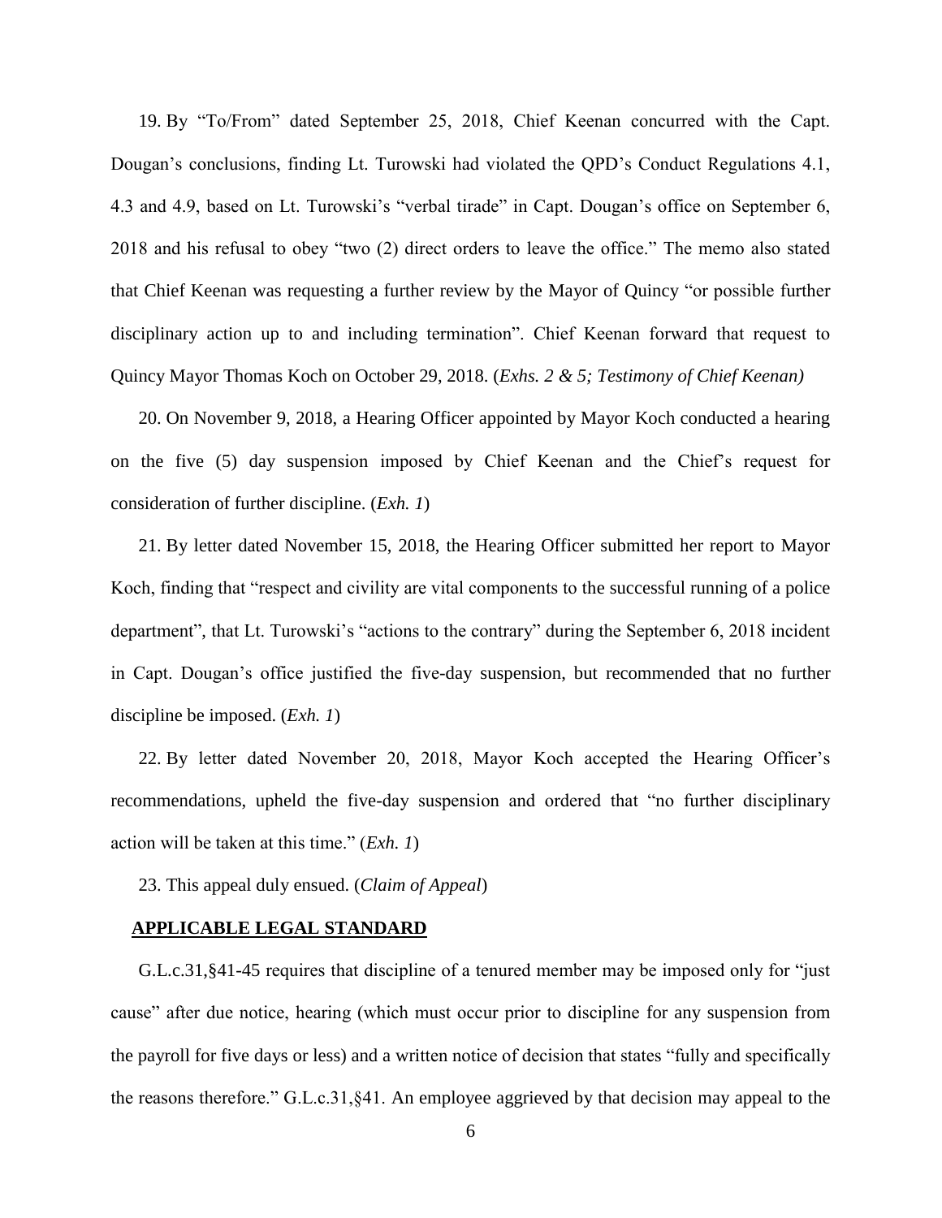19. By "To/From" dated September 25, 2018, Chief Keenan concurred with the Capt. Dougan's conclusions, finding Lt. Turowski had violated the QPD's Conduct Regulations 4.1, 4.3 and 4.9, based on Lt. Turowski's "verbal tirade" in Capt. Dougan's office on September 6, 2018 and his refusal to obey "two (2) direct orders to leave the office." The memo also stated that Chief Keenan was requesting a further review by the Mayor of Quincy "or possible further disciplinary action up to and including termination". Chief Keenan forward that request to Quincy Mayor Thomas Koch on October 29, 2018. (*Exhs. 2 & 5; Testimony of Chief Keenan)*

20. On November 9, 2018, a Hearing Officer appointed by Mayor Koch conducted a hearing on the five (5) day suspension imposed by Chief Keenan and the Chief's request for consideration of further discipline. (*Exh. 1*)

21. By letter dated November 15, 2018, the Hearing Officer submitted her report to Mayor Koch, finding that "respect and civility are vital components to the successful running of a police department", that Lt. Turowski's "actions to the contrary" during the September 6, 2018 incident in Capt. Dougan's office justified the five-day suspension, but recommended that no further discipline be imposed. (*Exh. 1*)

22. By letter dated November 20, 2018, Mayor Koch accepted the Hearing Officer's recommendations, upheld the five-day suspension and ordered that "no further disciplinary action will be taken at this time." (*Exh. 1*)

23. This appeal duly ensued. (*Claim of Appeal*)

## APPLICABLE LEGAL STANDARD

G.L.c.31,§41-45 requires that discipline of a tenured member may be imposed only for "just cause" after due notice, hearing (which must occur prior to discipline for any suspension from the payroll for five days or less) and a written notice of decision that states "fully and specifically the reasons therefore." G.L.c.31,§41. An employee aggrieved by that decision may appeal to the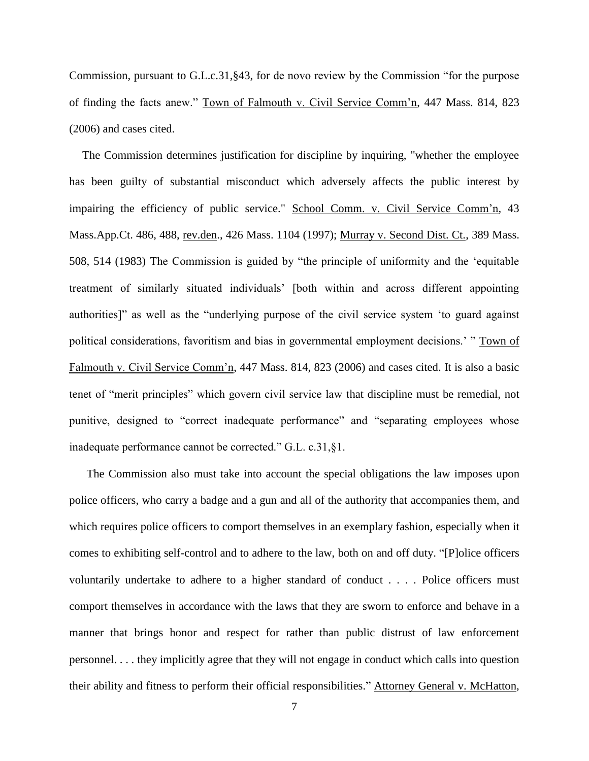Commission, pursuant to G.L.c.31,§43, for de novo review by the Commission "for the purpose of finding the facts anew." Town of Falmouth v. Civil Service Comm'n, 447 Mass. 814, 823 (2006) and cases cited.

The Commission determines justification for discipline by inquiring, "whether the employee has been guilty of substantial misconduct which adversely affects the public interest by impairing the efficiency of public service." School Comm. v. Civil Service Comm'n, 43 Mass.App.Ct. 486, 488, rev.den., 426 Mass. 1104 (1997); Murray v. Second Dist. Ct., 389 Mass. 508, 514 (1983) The Commission is guided by "the principle of uniformity and the 'equitable treatment of similarly situated individuals' [both within and across different appointing authorities]" as well as the "underlying purpose of the civil service system 'to guard against political considerations, favoritism and bias in governmental employment decisions.' " Town of Falmouth v. Civil Service Comm'n, 447 Mass. 814, 823 (2006) and cases cited. It is also a basic tenet of "merit principles" which govern civil service law that discipline must be remedial, not punitive, designed to "correct inadequate performance" and "separating employees whose inadequate performance cannot be corrected." G.L. c.31,§1.

The Commission also must take into account the special obligations the law imposes upon police officers, who carry a badge and a gun and all of the authority that accompanies them, and which requires police officers to comport themselves in an exemplary fashion, especially when it comes to exhibiting self-control and to adhere to the law, both on and off duty. "[P]olice officers voluntarily undertake to adhere to a higher standard of conduct . . . . Police officers must comport themselves in accordance with the laws that they are sworn to enforce and behave in a manner that brings honor and respect for rather than public distrust of law enforcement personnel. . . . they implicitly agree that they will not engage in conduct which calls into question their ability and fitness to perform their official responsibilities." Attorney General v. McHatton,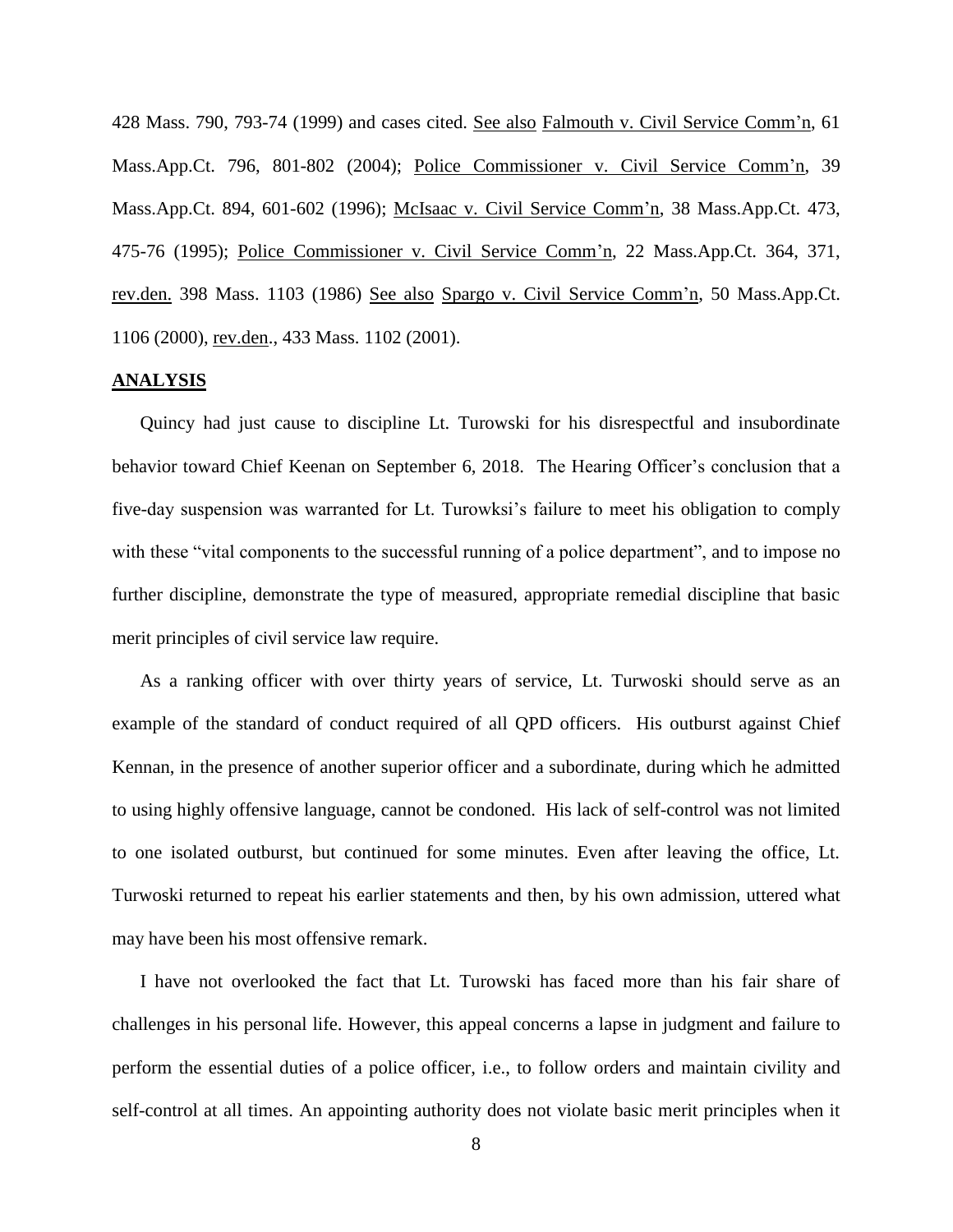428 Mass. 790, 793-74 (1999) and cases cited. <u>See also</u> <u>Falmouth v. Civil Service Comm'n</u>, 61 Mass.App.Ct. 796, 801-802 (2004); <u>Police Commissioner v. Civil Service Comm'n</u>, 39 Mass.App.Ct. 894, 601-602 (1996); <u>McIsaac v. Civil Service Comm'n</u>, 38 Mass.App.Ct. 473, 475-76 (1995); <u>Police Commissioner v. Civil Service Comm'n</u>, 22 Mass.App.Ct. 364, 371, <u>rev.den.</u> 398 Mass. 1103 (1986) <u>See also</u> <u>Spargo v. Civil Service Comm'n</u>, 50 Mass.App.Ct. 1106 (2000), <u>rev.den</u>., 433 Mass. 1102 (2001).

## ANALYSIS

Quincy had just cause to discipline Lt. Turowski for his disrespectful and insubordinate behavior toward Chief Keenan on September 6, 2018. The Hearing Officer's conclusion that a five-day suspension was warranted for Lt. Turowksi's failure to meet his obligation to comply with these "vital components to the successful running of a police department", and to impose no further discipline, demonstrate the type of measured, appropriate remedial discipline that basic merit principles of civil service law require.

As a ranking officer with over thirty years of service, Lt. Turwoski should serve as an example of the standard of conduct required of all QPD officers. His outburst against Chief Kennan, in the presence of another superior officer and a subordinate, during which he admitted to using highly offensive language, cannot be condoned. His lack of self-control was not limited to one isolated outburst, but continued for some minutes. Even after leaving the office, Lt. Turwoski returned to repeat his earlier statements and then, by his own admission, uttered what may have been his most offensive remark.

I have not overlooked the fact that Lt. Turowski has faced more than his fair share of challenges in his personal life. However, this appeal concerns a lapse in judgment and failure to perform the essential duties of a police officer, i.e., to follow orders and maintain civility and self-control at all times. An appointing authority does not violate basic merit principles when it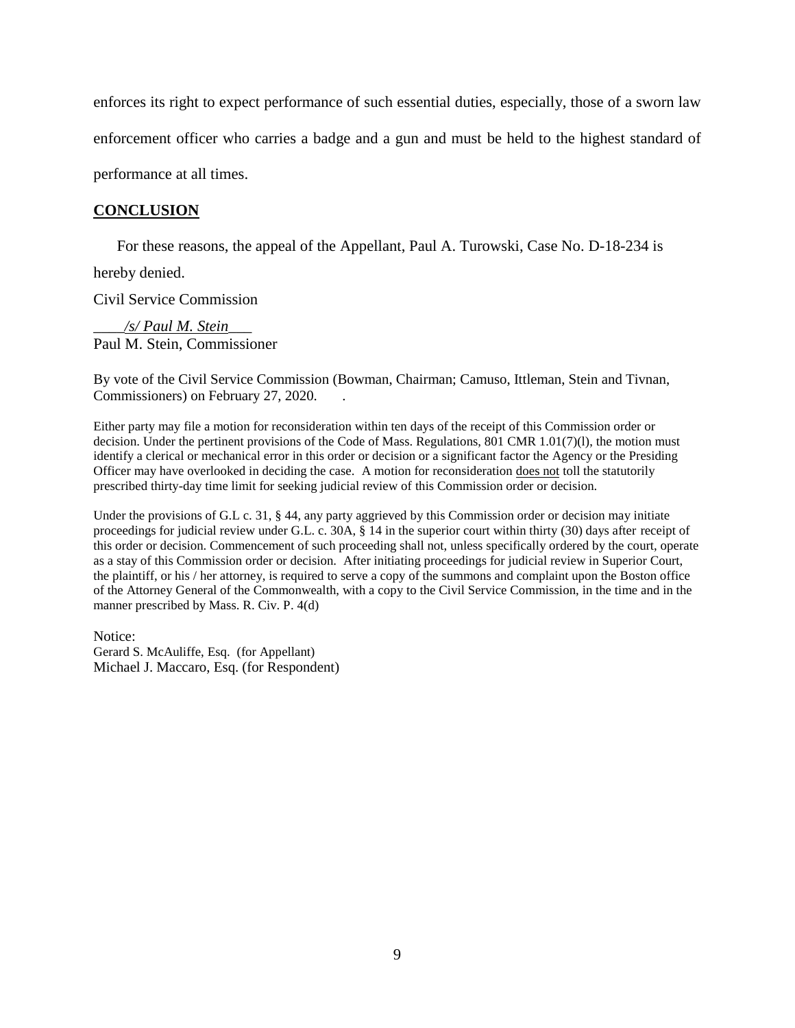enforces its right to expect performance of such essential duties, especially, those of a sworn law enforcement officer who carries a badge and a gun and must be held to the highest standard of performance at all times.

## **CONCLUSION**

For these reasons, the appeal of the Appellant, Paul A. Turowski, Case No. D-18-234 is hereby denied.

Civil Service Commission

*/s/ Paul M. Stein*
Paul M. Stein, Commissioner

By vote of the Civil Service Commission (Bowman, Chairman; Camuso, Ittleman, Stein and Tivnan, Commissioners) on February 27, 2020.

Either party may file a motion for reconsideration within ten days of the receipt of this Commission order or decision. Under the pertinent provisions of the Code of Mass. Regulations, 801 CMR 1.01(7)(l), the motion must identify a clerical or mechanical error in this order or decision or a significant factor the Agency or the Presiding Officer may have overlooked in deciding the case. A motion for reconsideration does not toll the statutorily prescribed thirty-day time limit for seeking judicial review of this Commission order or decision.

Under the provisions of G.L c. 31, § 44, any party aggrieved by this Commission order or decision may initiate proceedings for judicial review under G.L. c. 30A, § 14 in the superior court within thirty (30) days after receipt of this order or decision. Commencement of such proceeding shall not, unless specifically ordered by the court, operate as a stay of this Commission order or decision. After initiating proceedings for judicial review in Superior Court, the plaintiff, or his / her attorney, is required to serve a copy of the summons and complaint upon the Boston office of the Attorney General of the Commonwealth, with a copy to the Civil Service Commission, in the time and in the manner prescribed by Mass. R. Civ. P. 4(d)

Notice:
Gerard S. McAuliffe, Esq. (for Appellant)
Michael J. Maccaro, Esq. (for Respondent)